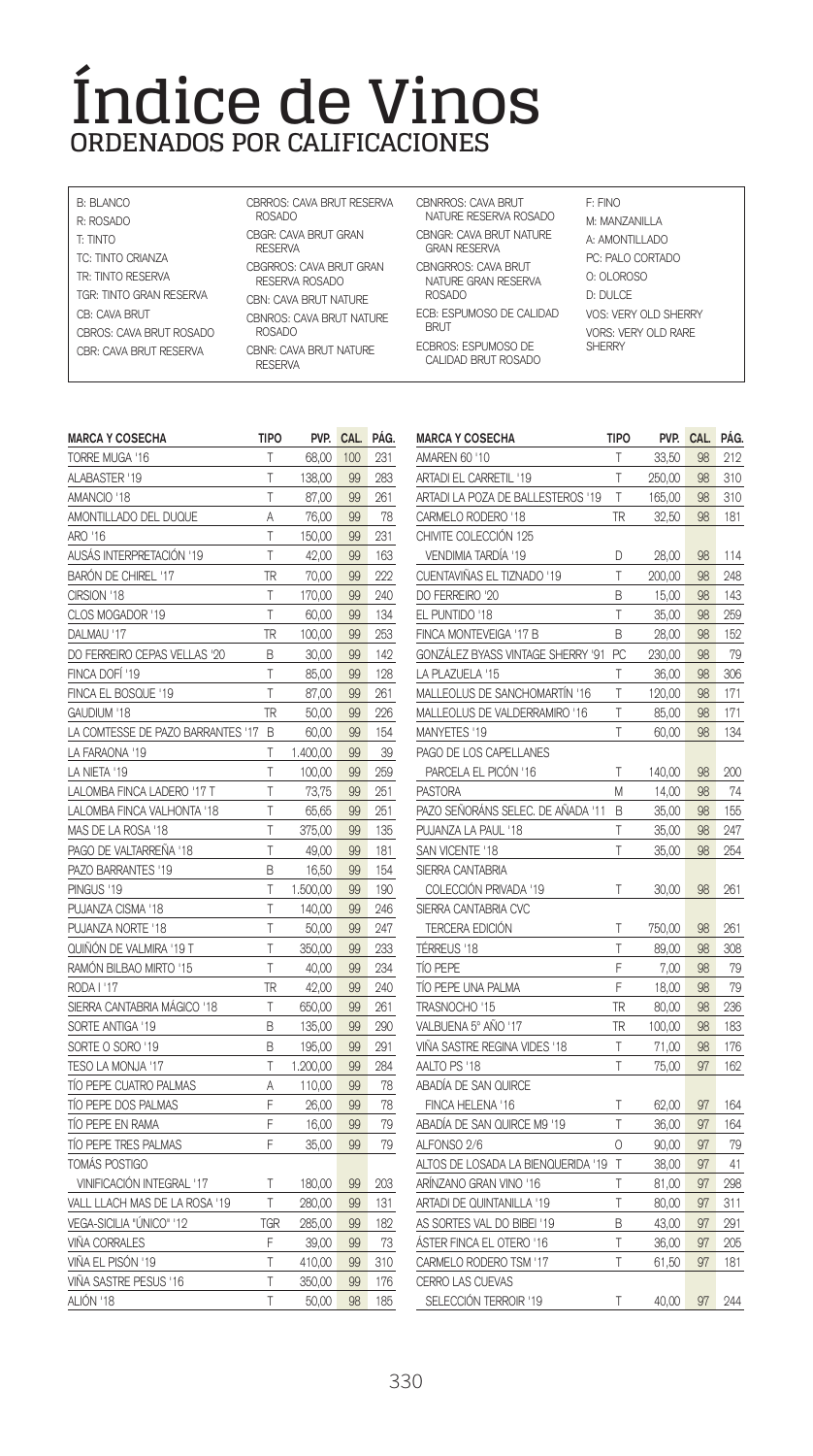# Índice de Vinos
## ORDENADOS POR CALIFICACIONES

B: BLANCO
R: ROSADO
T: TINTO
TC: TINTO CRIANZA
TR: TINTO RESERVA
TGR: TINTO GRAN RESERVA
CB: CAVA BRUT
CBROS: CAVA BRUT ROSADO
CBR: CAVA BRUT RESERVA
CBRROS: CAVA BRUT RESERVA ROSADO
CBGR: CAVA BRUT GRAN RESERVA
CBGRROS: CAVA BRUT GRAN RESERVA ROSADO
CBN: CAVA BRUT NATURE
CBNROS: CAVA BRUT NATURE ROSADO
CBNR: CAVA BRUT NATURE RESERVA
CBNRROS: CAVA BRUT NATURE RESERVA ROSADO
CBNGR: CAVA BRUT NATURE GRAN RESERVA
CBNGRROS: CAVA BRUT NATURE GRAN RESERVA ROSADO
ECB: ESPUMOSO DE CALIDAD BRUT
ECBROS: ESPUMOSO DE CALIDAD BRUT ROSADO
F: FINO
M: MANZANILLA
A: AMONTILLADO
PC: PALO CORTADO
O: OLOROSO
D: DULCE
VOS: VERY OLD SHERRY
VORS: VERY OLD RARE SHERRY

| MARCA Y COSECHA | TIPO | PVP. | CAL. | PÁG. |
|---|---|---|---|---|
| TORRE MUGA '16 | T | 68,00 | 100 | 231 |
| ALABASTER '19 | T | 138,00 | 99 | 283 |
| AMANCIO '18 | T | 87,00 | 99 | 261 |
| AMONTILLADO DEL DUQUE | A | 76,00 | 99 | 78 |
| ARO '16 | T | 150,00 | 99 | 231 |
| AUSÁS INTERPRETACIÓN '19 | T | 42,00 | 99 | 163 |
| BARÓN DE CHIREL '17 | TR | 70,00 | 99 | 222 |
| CIRSION '18 | T | 170,00 | 99 | 240 |
| CLOS MOGADOR '19 | T | 60,00 | 99 | 134 |
| DALMAU '17 | TR | 100,00 | 99 | 253 |
| DO FERREIRO CEPAS VELLAS '20 | B | 30,00 | 99 | 142 |
| FINCA DOFÍ '19 | T | 85,00 | 99 | 128 |
| FINCA EL BOSQUE '19 | T | 87,00 | 99 | 261 |
| GAUDIUM '18 | TR | 50,00 | 99 | 226 |
| LA COMTESSE DE PAZO BARRANTES '17 | B | 60,00 | 99 | 154 |
| LA FARAONA '19 | T | 1.400,00 | 99 | 39 |
| LA NIETA '19 | T | 100,00 | 99 | 259 |
| LALOMBA FINCA LADERO '17 T | T | 73,75 | 99 | 251 |
| LALOMBA FINCA VALHONTA '18 | T | 65,65 | 99 | 251 |
| MAS DE LA ROSA '18 | T | 375,00 | 99 | 135 |
| PAGO DE VALTARREÑA '18 | T | 49,00 | 99 | 181 |
| PAZO BARRANTES '19 | B | 16,50 | 99 | 154 |
| PINGUS '19 | T | 1.500,00 | 99 | 190 |
| PUJANZA CISMA '18 | T | 140,00 | 99 | 246 |
| PUJANZA NORTE '18 | T | 50,00 | 99 | 247 |
| QUIÑÓN DE VALMIRA '19 T | T | 350,00 | 99 | 233 |
| RAMÓN BILBAO MIRTO '15 | T | 40,00 | 99 | 234 |
| RODA I '17 | TR | 42,00 | 99 | 240 |
| SIERRA CANTABRIA MÁGICO '18 | T | 650,00 | 99 | 261 |
| SORTE ANTIGA '19 | B | 135,00 | 99 | 290 |
| SORTE O SORO '19 | B | 195,00 | 99 | 291 |
| TESO LA MONJA '17 | T | 1.200,00 | 99 | 284 |
| TÍO PEPE CUATRO PALMAS | A | 110,00 | 99 | 78 |
| TÍO PEPE DOS PALMAS | F | 26,00 | 99 | 78 |
| TÍO PEPE EN RAMA | F | 16,00 | 99 | 79 |
| TÍO PEPE TRES PALMAS | F | 35,00 | 99 | 79 |
| TOMÁS POSTIGO VINIFICACIÓN INTEGRAL '17 | T | 180,00 | 99 | 203 |
| VALL LLACH MAS DE LA ROSA '19 | T | 280,00 | 99 | 131 |
| VEGA-SICILIA "ÚNICO" '12 | TGR | 285,00 | 99 | 182 |
| VIÑA CORRALES | F | 39,00 | 99 | 73 |
| VIÑA EL PISÓN '19 | T | 410,00 | 99 | 310 |
| VIÑA SASTRE PESUS '16 | T | 350,00 | 99 | 176 |
| ALIÓN '18 | T | 50,00 | 98 | 185 |
| AMAREN 60 '10 | T | 33,50 | 98 | 212 |
| ARTADI EL CARRETIL '19 | T | 250,00 | 98 | 310 |
| ARTADI LA POZA DE BALLESTEROS '19 | T | 165,00 | 98 | 310 |
| CARMELO RODERO '18 | TR | 32,50 | 98 | 181 |
| CHIVITE COLECCIÓN 125 VENDIMIA TARDÍA '19 | D | 28,00 | 98 | 114 |
| CUENTAVIÑAS EL TIZNADO '19 | T | 200,00 | 98 | 248 |
| DO FERREIRO '20 | B | 15,00 | 98 | 143 |
| EL PUNTIDO '18 | T | 35,00 | 98 | 259 |
| FINCA MONTEVEIGA '17 B | B | 28,00 | 98 | 152 |
| GONZÁLEZ BYASS VINTAGE SHERRY '91 | PC | 230,00 | 98 | 79 |
| LA PLAZUELA '15 | T | 36,00 | 98 | 306 |
| MALLEOLUS DE SANCHOMARTÍN '16 | T | 120,00 | 98 | 171 |
| MALLEOLUS DE VALDERRAMIRO '16 | T | 85,00 | 98 | 171 |
| MANYETES '19 | T | 60,00 | 98 | 134 |
| PAGO DE LOS CAPELLANES PARCELA EL PICÓN '16 | T | 140,00 | 98 | 200 |
| PASTORA | M | 14,00 | 98 | 74 |
| PAZO SEÑORÁNS SELEC. DE AÑADA '11 | B | 35,00 | 98 | 155 |
| PUJANZA LA PAUL '18 | T | 35,00 | 98 | 247 |
| SAN VICENTE '18 | T | 35,00 | 98 | 254 |
| SIERRA CANTABRIA COLECCIÓN PRIVADA '19 | T | 30,00 | 98 | 261 |
| SIERRA CANTABRIA CVC TERCERA EDICIÓN | T | 750,00 | 98 | 261 |
| TÉRREUS '18 | T | 89,00 | 98 | 308 |
| TÍO PEPE | F | 7,00 | 98 | 79 |
| TÍO PEPE UNA PALMA | F | 18,00 | 98 | 79 |
| TRASNOCHO '15 | TR | 80,00 | 98 | 236 |
| VALBUENA 5º AÑO '17 | TR | 100,00 | 98 | 183 |
| VIÑA SASTRE REGINA VIDES '18 | T | 71,00 | 98 | 176 |
| AALTO PS '18 | T | 75,00 | 97 | 162 |
| ABADÍA DE SAN QUIRCE FINCA HELENA '16 | T | 62,00 | 97 | 164 |
| ABADÍA DE SAN QUIRCE M9 '19 | T | 36,00 | 97 | 164 |
| ALFONSO 2/6 | O | 90,00 | 97 | 79 |
| ALTOS DE LOSADA LA BIENQUERIDA '19 | T | 38,00 | 97 | 41 |
| ARÍNZANO GRAN VINO '16 | T | 81,00 | 97 | 298 |
| ARTADI DE QUINTANILLA '19 | T | 80,00 | 97 | 311 |
| AS SORTES VAL DO BIBEI '19 | B | 43,00 | 97 | 291 |
| ÁSTER FINCA EL OTERO '16 | T | 36,00 | 97 | 205 |
| CARMELO RODERO TSM '17 | T | 61,50 | 97 | 181 |
| CERRO LAS CUEVAS SELECCIÓN TERROIR '19 | T | 40,00 | 97 | 244 |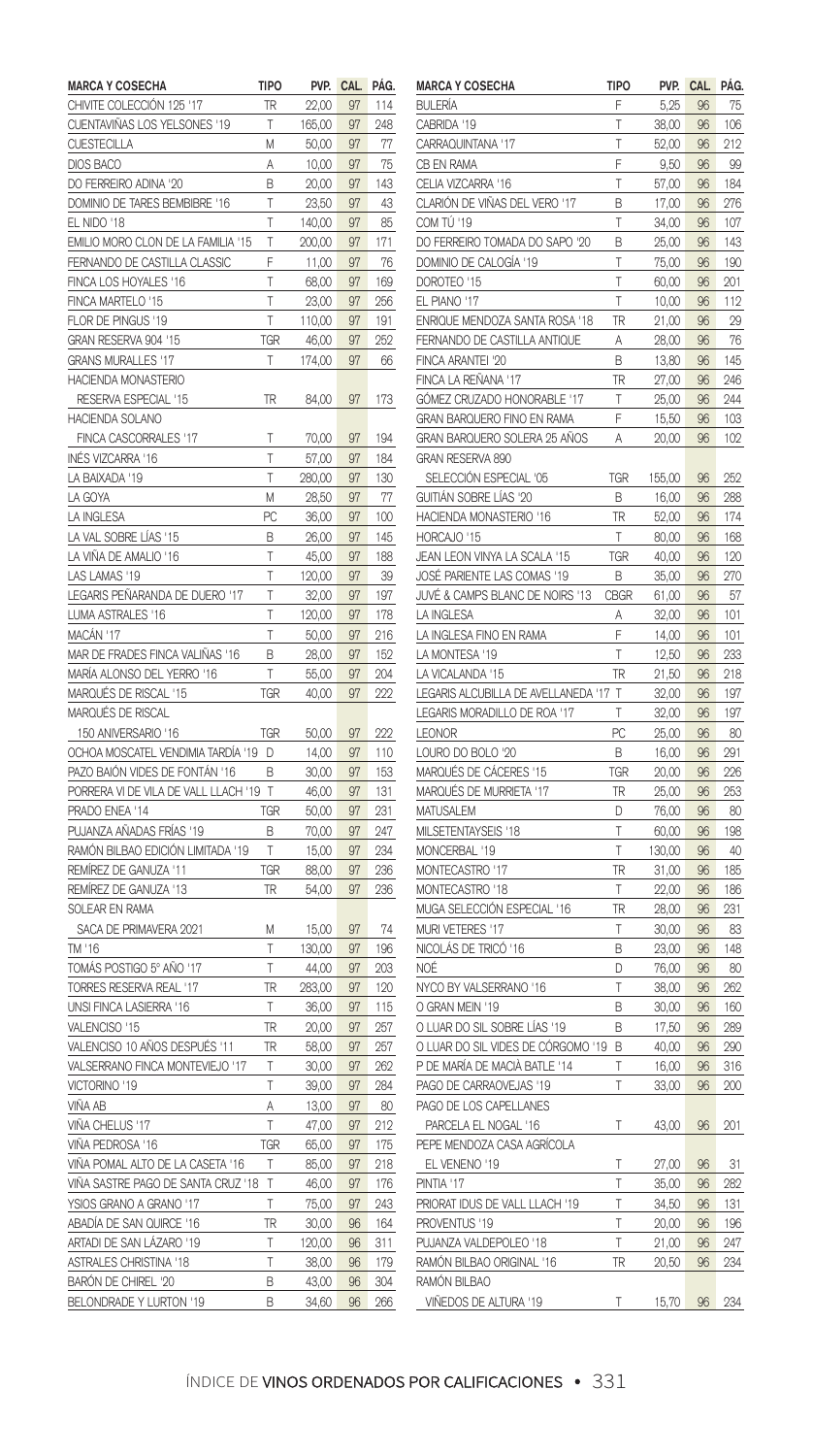| MARCA Y COSECHA | TIPO | PVP. | CAL. | PÁG. |
|---|---|---|---|---|
| CHIVITE COLECCIÓN 125 '17 | TR | 22,00 | 97 | 114 |
| CUENTAVIÑAS LOS YELSONES '19 | T | 165,00 | 97 | 248 |
| CUESTECILLA | M | 50,00 | 97 | 77 |
| DIOS BACO | A | 10,00 | 97 | 75 |
| DO FERREIRO ADINA '20 | B | 20,00 | 97 | 143 |
| DOMINIO DE TARES BEMBIBRE '16 | T | 23,50 | 97 | 43 |
| EL NIDO '18 | T | 140,00 | 97 | 85 |
| EMILIO MORO CLON DE LA FAMILIA '15 | T | 200,00 | 97 | 171 |
| FERNANDO DE CASTILLA CLASSIC | F | 11,00 | 97 | 76 |
| FINCA LOS HOYALES '16 | T | 68,00 | 97 | 169 |
| FINCA MARTELO '15 | T | 23,00 | 97 | 256 |
| FLOR DE PINGUS '19 | T | 110,00 | 97 | 191 |
| GRAN RESERVA 904 '15 | TGR | 46,00 | 97 | 252 |
| GRANS MURALLES '17 | T | 174,00 | 97 | 66 |
| HACIENDA MONASTERIO RESERVA ESPECIAL '15 | TR | 84,00 | 97 | 173 |
| HACIENDA SOLANO FINCA CASCORRALES '17 | T | 70,00 | 97 | 194 |
| INÉS VIZCARRA '16 | T | 57,00 | 97 | 184 |
| LA BAIXADA '19 | T | 280,00 | 97 | 130 |
| LA GOYA | M | 28,50 | 97 | 77 |
| LA INGLESA | PC | 36,00 | 97 | 100 |
| LA VAL SOBRE LÍAS '15 | B | 26,00 | 97 | 145 |
| LA VIÑA DE AMALIO '16 | T | 45,00 | 97 | 188 |
| LAS LAMAS '19 | T | 120,00 | 97 | 39 |
| LEGARIS PEÑARANDA DE DUERO '17 | T | 32,00 | 97 | 197 |
| LUMA ASTRALES '16 | T | 120,00 | 97 | 178 |
| MACÁN '17 | T | 50,00 | 97 | 216 |
| MAR DE FRADES FINCA VALIÑAS '16 | B | 28,00 | 97 | 152 |
| MARÍA ALONSO DEL YERRO '16 | T | 55,00 | 97 | 204 |
| MARQUÉS DE RISCAL '15 | TGR | 40,00 | 97 | 222 |
| MARQUÉS DE RISCAL 150 ANIVERSARIO '16 | TGR | 50,00 | 97 | 222 |
| OCHOA MOSCATEL VENDIMIA TARDÍA '19 | D | 14,00 | 97 | 110 |
| PAZO BAIÓN VIDES DE FONTÁN '16 | B | 30,00 | 97 | 153 |
| PORRERA VI DE VILA DE VALL LLACH '19 | T | 46,00 | 97 | 131 |
| PRADO ENEA '14 | TGR | 50,00 | 97 | 231 |
| PUJANZA AÑADAS FRÍAS '19 | B | 70,00 | 97 | 247 |
| RAMÓN BILBAO EDICIÓN LIMITADA '19 | T | 15,00 | 97 | 234 |
| REMÍREZ DE GANUZA '11 | TGR | 88,00 | 97 | 236 |
| REMÍREZ DE GANUZA '13 | TR | 54,00 | 97 | 236 |
| SOLEAR EN RAMA SACA DE PRIMAVERA 2021 | M | 15,00 | 97 | 74 |
| TM '16 | T | 130,00 | 97 | 196 |
| TOMÁS POSTIGO 5º AÑO '17 | T | 44,00 | 97 | 203 |
| TORRES RESERVA REAL '17 | TR | 283,00 | 97 | 120 |
| UNSI FINCA LASIERRA '16 | T | 36,00 | 97 | 115 |
| VALENCISO '15 | TR | 20,00 | 97 | 257 |
| VALENCISO 10 AÑOS DESPUÉS '11 | TR | 58,00 | 97 | 257 |
| VALSERRANO FINCA MONTEVIEJO '17 | T | 30,00 | 97 | 262 |
| VICTORINO '19 | T | 39,00 | 97 | 284 |
| VIÑA AB | A | 13,00 | 97 | 80 |
| VIÑA CHELUS '17 | T | 47,00 | 97 | 212 |
| VIÑA PEDROSA '16 | TGR | 65,00 | 97 | 175 |
| VIÑA POMAL ALTO DE LA CASETA '16 | T | 85,00 | 97 | 218 |
| VIÑA SASTRE PAGO DE SANTA CRUZ '18 | T | 46,00 | 97 | 176 |
| YSIOS GRANO A GRANO '17 | T | 75,00 | 97 | 243 |
| ABADÍA DE SAN QUIRCE '16 | TR | 30,00 | 96 | 164 |
| ARTADI DE SAN LÁZARO '19 | T | 120,00 | 96 | 311 |
| ASTRALES CHRISTINA '18 | T | 38,00 | 96 | 179 |
| BARÓN DE CHIREL '20 | B | 43,00 | 96 | 304 |
| BELONDRADE Y LURTON '19 | B | 34,60 | 96 | 266 |
| BULERÍA | F | 5,25 | 96 | 75 |
| CABRIDA '19 | T | 38,00 | 96 | 106 |
| CARRAQUINTANA '17 | T | 52,00 | 96 | 212 |
| CB EN RAMA | F | 9,50 | 96 | 99 |
| CELIA VIZCARRA '16 | T | 57,00 | 96 | 184 |
| CLARIÓN DE VIÑAS DEL VERO '17 | B | 17,00 | 96 | 276 |
| COM TÚ '19 | T | 34,00 | 96 | 107 |
| DO FERREIRO TOMADA DO SAPO '20 | B | 25,00 | 96 | 143 |
| DOMINIO DE CALOGÍA '19 | T | 75,00 | 96 | 190 |
| DOROTEO '15 | T | 60,00 | 96 | 201 |
| EL PIANO '17 | T | 10,00 | 96 | 112 |
| ENRIQUE MENDOZA SANTA ROSA '18 | TR | 21,00 | 96 | 29 |
| FERNANDO DE CASTILLA ANTIQUE | A | 28,00 | 96 | 76 |
| FINCA ARANTEI '20 | B | 13,80 | 96 | 145 |
| FINCA LA REÑANA '17 | TR | 27,00 | 96 | 246 |
| GÓMEZ CRUZADO HONORABLE '17 | T | 25,00 | 96 | 244 |
| GRAN BARQUERO FINO EN RAMA | F | 15,50 | 96 | 103 |
| GRAN BARQUERO SOLERA 25 AÑOS | A | 20,00 | 96 | 102 |
| GRAN RESERVA 890 SELECCIÓN ESPECIAL '05 | TGR | 155,00 | 96 | 252 |
| GUITIÁN SOBRE LÍAS '20 | B | 16,00 | 96 | 288 |
| HACIENDA MONASTERIO '16 | TR | 52,00 | 96 | 174 |
| HORCAJO '15 | T | 80,00 | 96 | 168 |
| JEAN LEON VINYA LA SCALA '15 | TGR | 40,00 | 96 | 120 |
| JOSÉ PARIENTE LAS COMAS '19 | B | 35,00 | 96 | 270 |
| JUVÉ & CAMPS BLANC DE NOIRS '13 | CBGR | 61,00 | 96 | 57 |
| LA INGLESA | A | 32,00 | 96 | 101 |
| LA INGLESA FINO EN RAMA | F | 14,00 | 96 | 101 |
| LA MONTESA '19 | T | 12,50 | 96 | 233 |
| LA VICALANDA '15 | TR | 21,50 | 96 | 218 |
| LEGARIS ALCUBILLA DE AVELLANEDA '17 | T | 32,00 | 96 | 197 |
| LEGARIS MORADILLO DE ROA '17 | T | 32,00 | 96 | 197 |
| LEONOR | PC | 25,00 | 96 | 80 |
| LOURO DO BOLO '20 | B | 16,00 | 96 | 291 |
| MARQUÉS DE CÁCERES '15 | TGR | 20,00 | 96 | 226 |
| MARQUÉS DE MURRIETA '17 | TR | 25,00 | 96 | 253 |
| MATUSALEM | D | 76,00 | 96 | 80 |
| MILSETENTAYSEIS '18 | T | 60,00 | 96 | 198 |
| MONCERBAL '19 | T | 130,00 | 96 | 40 |
| MONTECASTRO '17 | TR | 31,00 | 96 | 185 |
| MONTECASTRO '18 | T | 22,00 | 96 | 186 |
| MUGA SELECCIÓN ESPECIAL '16 | TR | 28,00 | 96 | 231 |
| MURI VETERES '17 | T | 30,00 | 96 | 83 |
| NICOLÁS DE TRICÓ '16 | B | 23,00 | 96 | 148 |
| NOÉ | D | 76,00 | 96 | 80 |
| NYCO BY VALSERRANO '16 | T | 38,00 | 96 | 262 |
| O GRAN MEIN '19 | B | 30,00 | 96 | 160 |
| O LUAR DO SIL SOBRE LÍAS '19 | B | 17,50 | 96 | 289 |
| O LUAR DO SIL VIDES DE CÓRGOMO '19 | B | 40,00 | 96 | 290 |
| P DE MARÍA DE MACIÀ BATLE '14 | T | 16,00 | 96 | 316 |
| PAGO DE CARRAOVEJAS '19 | T | 33,00 | 96 | 200 |
| PAGO DE LOS CAPELLANES PARCELA EL NOGAL '16 | T | 43,00 | 96 | 201 |
| PEPE MENDOZA CASA AGRÍCOLA EL VENENO '19 | T | 27,00 | 96 | 31 |
| PINTIA '17 | T | 35,00 | 96 | 282 |
| PRIORAT IDUS DE VALL LLACH '19 | T | 34,50 | 96 | 131 |
| PROVENTUS '19 | T | 20,00 | 96 | 196 |
| PUJANZA VALDEPOLEO '18 | T | 21,00 | 96 | 247 |
| RAMÓN BILBAO ORIGINAL '16 | TR | 20,50 | 96 | 234 |
| RAMÓN BILBAO VIÑEDOS DE ALTURA '19 | T | 15,70 | 96 | 234 |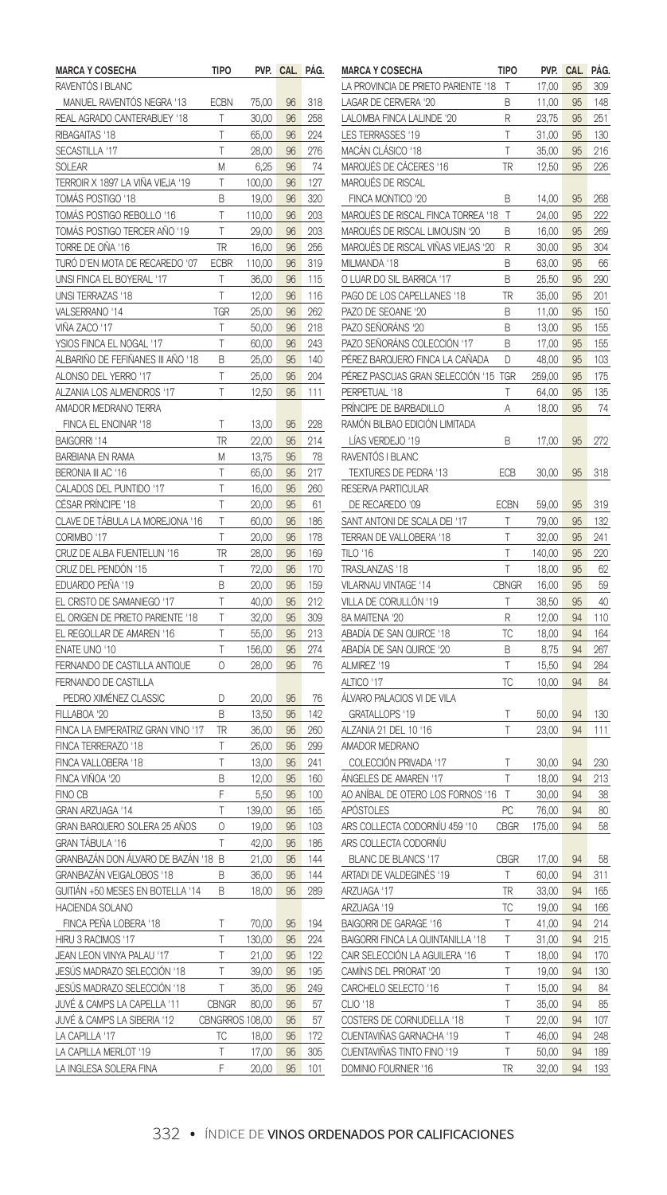| MARCA Y COSECHA | TIPO | PVP. | CAL. | PÁG. |
|---|---|---|---|---|
| RAVENTÓS I BLANC | | | | |
| MANUEL RAVENTÓS NEGRA '13 | ECBN | 75,00 | 96 | 318 |
| REAL AGRADO CANTERABUEY '18 | T | 30,00 | 96 | 258 |
| RIBAGAITAS '18 | T | 65,00 | 96 | 224 |
| SECASTILLA '17 | T | 28,00 | 96 | 276 |
| SOLEAR | M | 6,25 | 96 | 74 |
| TERROIR X 1897 LA VIÑA VIEJA '19 | T | 100,00 | 96 | 127 |
| TOMÁS POSTIGO '18 | B | 19,00 | 96 | 320 |
| TOMÁS POSTIGO REBOLLO '16 | T | 110,00 | 96 | 203 |
| TOMÁS POSTIGO TERCER AÑO '19 | T | 29,00 | 96 | 203 |
| TORRE DE OÑA '16 | TR | 16,00 | 96 | 256 |
| TURÓ D'EN MOTA DE RECAREDO '07 | ECBR | 110,00 | 96 | 319 |
| UNSI FINCA EL BOYERAL '17 | T | 36,00 | 96 | 115 |
| UNSI TERRAZAS '18 | T | 12,00 | 96 | 116 |
| VALSERRANO '14 | TGR | 25,00 | 96 | 262 |
| VIÑA ZACO '17 | T | 50,00 | 96 | 218 |
| YSIOS FINCA EL NOGAL '17 | T | 60,00 | 96 | 243 |
| ALBARIÑO DE FEFIÑANES III AÑO '18 | B | 25,00 | 95 | 140 |
| ALONSO DEL YERRO '17 | T | 25,00 | 95 | 204 |
| ALZANIA LOS ALMENDROS '17 | T | 12,50 | 95 | 111 |
| AMADOR MEDRANO TERRA | | | | |
| FINCA EL ENCINAR '18 | T | 13,00 | 95 | 228 |
| BAIGORRI '14 | TR | 22,00 | 95 | 214 |
| BARBIANA EN RAMA | M | 13,75 | 95 | 78 |
| BERONIA III AC '16 | T | 65,00 | 95 | 217 |
| CALADOS DEL PUNTIDO '17 | T | 16,00 | 95 | 260 |
| CÉSAR PRÍNCIPE '18 | T | 20,00 | 95 | 61 |
| CLAVE DE TÁBULA LA MOREJONA '16 | T | 60,00 | 95 | 186 |
| CORIMBO '17 | T | 20,00 | 95 | 178 |
| CRUZ DE ALBA FUENTELUN '16 | TR | 28,00 | 95 | 169 |
| CRUZ DEL PENDÓN '15 | T | 72,00 | 95 | 170 |
| EDUARDO PEÑA '19 | B | 20,00 | 95 | 159 |
| EL CRISTO DE SAMANIEGO '17 | T | 40,00 | 95 | 212 |
| EL ORIGEN DE PRIETO PARIENTE '18 | T | 32,00 | 95 | 309 |
| EL REGOLLAR DE AMAREN '16 | T | 55,00 | 95 | 213 |
| ENATE UNO '10 | T | 156,00 | 95 | 274 |
| FERNANDO DE CASTILLA ANTIQUE | O | 28,00 | 95 | 76 |
| FERNANDO DE CASTILLA | | | | |
| PEDRO XIMÉNEZ CLASSIC | D | 20,00 | 95 | 76 |
| FILLABOA '20 | B | 13,50 | 95 | 142 |
| FINCA LA EMPERATRIZ GRAN VINO '17 | TR | 36,00 | 95 | 260 |
| FINCA TERRERAZO '18 | T | 26,00 | 95 | 299 |
| FINCA VALLOBERA '18 | T | 13,00 | 95 | 241 |
| FINCA VIÑOA '20 | B | 12,00 | 95 | 160 |
| FINO CB | F | 5,50 | 95 | 100 |
| GRAN ARZUAGA '14 | T | 139,00 | 95 | 165 |
| GRAN BARQUERO SOLERA 25 AÑOS | O | 19,00 | 95 | 103 |
| GRAN TÁBULA '16 | T | 42,00 | 95 | 186 |
| GRANBAZÁN DON ÁLVARO DE BAZÁN '18 | B | 21,00 | 95 | 144 |
| GRANBAZÁN VEIGALOBOS '18 | B | 36,00 | 95 | 144 |
| GUITIÁN +50 MESES EN BOTELLA '14 | B | 18,00 | 95 | 289 |
| HACIENDA SOLANO | | | | |
| FINCA PEÑA LOBERA '18 | T | 70,00 | 95 | 194 |
| HIRU 3 RACIMOS '17 | T | 130,00 | 95 | 224 |
| JEAN LEON VINYA PALAU '17 | T | 21,00 | 95 | 122 |
| JESÚS MADRAZO SELECCIÓN '18 | T | 39,00 | 95 | 195 |
| JESÚS MADRAZO SELECCIÓN '18 | T | 35,00 | 95 | 249 |
| JUVÉ & CAMPS LA CAPELLA '11 | CBNGR | 80,00 | 95 | 57 |
| JUVÉ & CAMPS LA SIBERIA '12 | CBNGRROS | 108,00 | 95 | 57 |
| LA CAPILLA '17 | TC | 18,00 | 95 | 172 |
| LA CAPILLA MERLOT '19 | T | 17,00 | 95 | 305 |
| LA INGLESA SOLERA FINA | F | 20,00 | 95 | 101 |
| LA PROVINCIA DE PRIETO PARIENTE '18 | T | 17,00 | 95 | 309 |
| LAGAR DE CERVERA '20 | B | 11,00 | 95 | 148 |
| LALOMBA FINCA LALINDE '20 | R | 23,75 | 95 | 251 |
| LES TERRASSES '19 | T | 31,00 | 95 | 130 |
| MACÁN CLÁSICO '18 | T | 35,00 | 95 | 216 |
| MARQUÉS DE CÁCERES '16 | TR | 12,50 | 95 | 226 |
| MARQUÉS DE RISCAL | | | | |
| FINCA MONTICO '20 | B | 14,00 | 95 | 268 |
| MARQUÉS DE RISCAL FINCA TORREA '18 | T | 24,00 | 95 | 222 |
| MARQUÉS DE RISCAL LIMOUSIN '20 | B | 16,00 | 95 | 269 |
| MARQUÉS DE RISCAL VIÑAS VIEJAS '20 | R | 30,00 | 95 | 304 |
| MILMANDA '18 | B | 63,00 | 95 | 66 |
| O LUAR DO SIL BARRICA '17 | B | 25,50 | 95 | 290 |
| PAGO DE LOS CAPELLANES '18 | TR | 35,00 | 95 | 201 |
| PAZO DE SEOANE '20 | B | 11,00 | 95 | 150 |
| PAZO SEÑORÁNS '20 | B | 13,00 | 95 | 155 |
| PAZO SEÑORÁNS COLECCIÓN '17 | B | 17,00 | 95 | 155 |
| PÉREZ BARQUERO FINCA LA CAÑADA | D | 48,00 | 95 | 103 |
| PÉREZ PASCUAS GRAN SELECCIÓN '15 | TGR | 259,00 | 95 | 175 |
| PERPETUAL '18 | T | 64,00 | 95 | 135 |
| PRÍNCIPE DE BARBADILLO | A | 18,00 | 95 | 74 |
| RAMÓN BILBAO EDICIÓN LIMITADA | | | | |
| LÍAS VERDEJO '19 | B | 17,00 | 95 | 272 |
| RAVENTÓS I BLANC | | | | |
| TEXTURES DE PEDRA '13 | ECB | 30,00 | 95 | 318 |
| RESERVA PARTICULAR | | | | |
| DE RECAREDO '09 | ECBN | 59,00 | 95 | 319 |
| SANT ANTONI DE SCALA DEI '17 | T | 79,00 | 95 | 132 |
| TERRAN DE VALLOBERA '18 | T | 32,00 | 95 | 241 |
| TILO '16 | T | 140,00 | 95 | 220 |
| TRASLANZAS '18 | T | 18,00 | 95 | 62 |
| VILARNAU VINTAGE '14 | CBNGR | 16,00 | 95 | 59 |
| VILLA DE CORULLÓN '19 | T | 38,50 | 95 | 40 |
| 8A MAITENA '20 | R | 12,00 | 94 | 110 |
| ABADÍA DE SAN QUIRCE '18 | TC | 18,00 | 94 | 164 |
| ABADÍA DE SAN QUIRCE '20 | B | 8,75 | 94 | 267 |
| ALMIREZ '19 | T | 15,50 | 94 | 284 |
| ALTICO '17 | TC | 10,00 | 94 | 84 |
| ÁLVARO PALACIOS VI DE VILA | | | | |
| GRATALLOPS '19 | T | 50,00 | 94 | 130 |
| ALZANIA 21 DEL 10 '16 | T | 23,00 | 94 | 111 |
| AMADOR MEDRANO | | | | |
| COLECCIÓN PRIVADA '17 | T | 30,00 | 94 | 230 |
| ÁNGELES DE AMAREN '17 | T | 18,00 | 94 | 213 |
| AO ANÍBAL DE OTERO LOS FORNOS '16 | T | 30,00 | 94 | 38 |
| APÓSTOLES | PC | 76,00 | 94 | 80 |
| ARS COLLECTA CODORNÍU 459 '10 | CBGR | 175,00 | 94 | 58 |
| ARS COLLECTA CODORNÍU | | | | |
| BLANC DE BLANCS '17 | CBGR | 17,00 | 94 | 58 |
| ARTADI DE VALDEGINÉS '19 | T | 60,00 | 94 | 311 |
| ARZUAGA '17 | TR | 33,00 | 94 | 165 |
| ARZUAGA '19 | TC | 19,00 | 94 | 166 |
| BAIGORRI DE GARAGE '16 | T | 41,00 | 94 | 214 |
| BAIGORRI FINCA LA QUINTANILLA '18 | T | 31,00 | 94 | 215 |
| CAIR SELECCIÓN LA AGUILERA '16 | T | 18,00 | 94 | 170 |
| CAMÍNS DEL PRIORAT '20 | T | 19,00 | 94 | 130 |
| CARCHELO SELECTO '16 | T | 15,00 | 94 | 84 |
| CLIO '18 | T | 35,00 | 94 | 85 |
| COSTERS DE CORNUDELLA '18 | T | 22,00 | 94 | 107 |
| CUENTAVIÑAS GARNACHA '19 | T | 46,00 | 94 | 248 |
| CUENTAVIÑAS TINTO FINO '19 | T | 50,00 | 94 | 189 |
| DOMINIO FOURNIER '16 | TR | 32,00 | 94 | 193 |

332 • ÍNDICE DE VINOS ORDENADOS POR CALIFICACIONES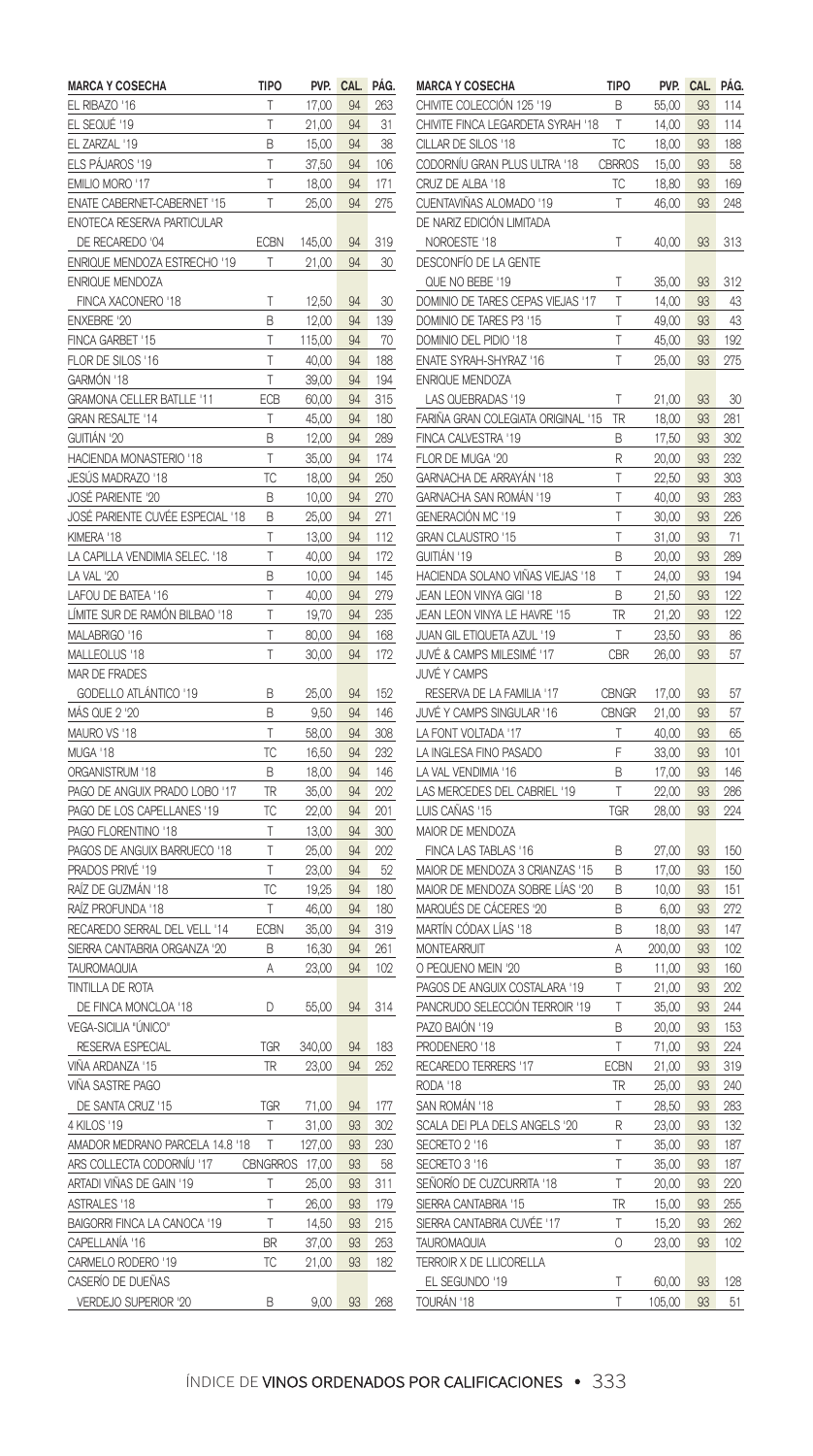| MARCA Y COSECHA | TIPO | PVP. | CAL. | PÁG. |
|---|---|---|---|---|
| EL RIBAZO '16 | T | 17,00 | 94 | 263 |
| EL SEQUÉ '19 | T | 21,00 | 94 | 31 |
| EL ZARZAL '19 | B | 15,00 | 94 | 38 |
| ELS PÁJAROS '19 | T | 37,50 | 94 | 106 |
| EMILIO MORO '17 | T | 18,00 | 94 | 171 |
| ENATE CABERNET-CABERNET '15 | T | 25,00 | 94 | 275 |
| ENOTECA RESERVA PARTICULAR DE RECAREDO '04 | ECBN | 145,00 | 94 | 319 |
| ENRIQUE MENDOZA ESTRECHO '19 | T | 21,00 | 94 | 30 |
| ENRIQUE MENDOZA FINCA XACONERO '18 | T | 12,50 | 94 | 30 |
| ENXEBRE '20 | B | 12,00 | 94 | 139 |
| FINCA GARBET '15 | T | 115,00 | 94 | 70 |
| FLOR DE SILOS '16 | T | 40,00 | 94 | 188 |
| GARMÓN '18 | T | 39,00 | 94 | 194 |
| GRAMONA CELLER BATLLE '11 | ECB | 60,00 | 94 | 315 |
| GRAN RESALTE '14 | T | 45,00 | 94 | 180 |
| GUITIÁN '20 | B | 12,00 | 94 | 289 |
| HACIENDA MONASTERIO '18 | T | 35,00 | 94 | 174 |
| JESÚS MADRAZO '18 | TC | 18,00 | 94 | 250 |
| JOSÉ PARIENTE '20 | B | 10,00 | 94 | 270 |
| JOSÉ PARIENTE CUVÉE ESPECIAL '18 | B | 25,00 | 94 | 271 |
| KIMERA '18 | T | 13,00 | 94 | 112 |
| LA CAPILLA VENDIMIA SELEC. '18 | T | 40,00 | 94 | 172 |
| LA VAL '20 | B | 10,00 | 94 | 145 |
| LAFOU DE BATEA '16 | T | 40,00 | 94 | 279 |
| LÍMITE SUR DE RAMÓN BILBAO '18 | T | 19,70 | 94 | 235 |
| MALABRIGO '16 | T | 80,00 | 94 | 168 |
| MALLEOLUS '18 | T | 30,00 | 94 | 172 |
| MAR DE FRADES GODELLO ATLÁNTICO '19 | B | 25,00 | 94 | 152 |
| MÁS QUE 2 '20 | B | 9,50 | 94 | 146 |
| MAURO VS '18 | T | 58,00 | 94 | 308 |
| MUGA '18 | TC | 16,50 | 94 | 232 |
| ORGANISTRUM '18 | B | 18,00 | 94 | 146 |
| PAGO DE ANGUIX PRADO LOBO '17 | TR | 35,00 | 94 | 202 |
| PAGO DE LOS CAPELLANES '19 | TC | 22,00 | 94 | 201 |
| PAGO FLORENTINO '18 | T | 13,00 | 94 | 300 |
| PAGOS DE ANGUIX BARRUECO '18 | T | 25,00 | 94 | 202 |
| PRADOS PRIVÉ '19 | T | 23,00 | 94 | 52 |
| RAÍZ DE GUZMÁN '18 | TC | 19,25 | 94 | 180 |
| RAÍZ PROFUNDA '18 | T | 46,00 | 94 | 180 |
| RECAREDO SERRAL DEL VELL '14 | ECBN | 35,00 | 94 | 319 |
| SIERRA CANTABRIA ORGANZA '20 | B | 16,30 | 94 | 261 |
| TAUROMAQUIA | A | 23,00 | 94 | 102 |
| TINTILLA DE ROTA DE FINCA MONCLOA '18 | D | 55,00 | 94 | 314 |
| VEGA-SICILIA "ÚNICO" RESERVA ESPECIAL | TGR | 340,00 | 94 | 183 |
| VIÑA ARDANZA '15 | TR | 23,00 | 94 | 252 |
| VIÑA SASTRE PAGO DE SANTA CRUZ '15 | TGR | 71,00 | 94 | 177 |
| 4 KILOS '19 | T | 31,00 | 93 | 302 |
| AMADOR MEDRANO PARCELA 14.8 '18 | T | 127,00 | 93 | 230 |
| ARS COLLECTA CODORNÍU '17 | CBNGRROS | 17,00 | 93 | 58 |
| ARTADI VIÑAS DE GAIN '19 | T | 25,00 | 93 | 311 |
| ASTRALES '18 | T | 26,00 | 93 | 179 |
| BAIGORRI FINCA LA CANOCA '19 | T | 14,50 | 93 | 215 |
| CAPELLANÍA '16 | BR | 37,00 | 93 | 253 |
| CARMELO RODERO '19 | TC | 21,00 | 93 | 182 |
| CASERÍO DE DUEÑAS VERDEJO SUPERIOR '20 | B | 9,00 | 93 | 268 |
| CHIVITE COLECCIÓN 125 '19 | B | 55,00 | 93 | 114 |
| CHIVITE FINCA LEGARDETA SYRAH '18 | T | 14,00 | 93 | 114 |
| CILLAR DE SILOS '18 | TC | 18,00 | 93 | 188 |
| CODORNÍU GRAN PLUS ULTRA '18 | CBRROS | 15,00 | 93 | 58 |
| CRUZ DE ALBA '18 | TC | 18,80 | 93 | 169 |
| CUENTAVIÑAS ALOMADO '19 | T | 46,00 | 93 | 248 |
| DE NARIZ EDICIÓN LIMITADA NOROESTE '18 | T | 40,00 | 93 | 313 |
| DESCONFÍO DE LA GENTE QUE NO BEBE '19 | T | 35,00 | 93 | 312 |
| DOMINIO DE TARES CEPAS VIEJAS '17 | T | 14,00 | 93 | 43 |
| DOMINIO DE TARES P3 '15 | T | 49,00 | 93 | 43 |
| DOMINIO DEL PIDIO '18 | T | 45,00 | 93 | 192 |
| ENATE SYRAH-SHYRAZ '16 | T | 25,00 | 93 | 275 |
| ENRIQUE MENDOZA LAS QUEBRADAS '19 | T | 21,00 | 93 | 30 |
| FARIÑA GRAN COLEGIATA ORIGINAL '15 | TR | 18,00 | 93 | 281 |
| FINCA CALVESTRA '19 | B | 17,50 | 93 | 302 |
| FLOR DE MUGA '20 | R | 20,00 | 93 | 232 |
| GARNACHA DE ARRAYÁN '18 | T | 22,50 | 93 | 303 |
| GARNACHA SAN ROMÁN '19 | T | 40,00 | 93 | 283 |
| GENERACIÓN MC '19 | T | 30,00 | 93 | 226 |
| GRAN CLAUSTRO '15 | T | 31,00 | 93 | 71 |
| GUITIÁN '19 | B | 20,00 | 93 | 289 |
| HACIENDA SOLANO VIÑAS VIEJAS '18 | T | 24,00 | 93 | 194 |
| JEAN LEON VINYA GIGI '18 | B | 21,50 | 93 | 122 |
| JEAN LEON VINYA LE HAVRE '15 | TR | 21,20 | 93 | 122 |
| JUAN GIL ETIQUETA AZUL '19 | T | 23,50 | 93 | 86 |
| JUVÉ & CAMPS MILESIMÉ '17 | CBR | 26,00 | 93 | 57 |
| JUVÉ Y CAMPS RESERVA DE LA FAMILIA '17 | CBNGR | 17,00 | 93 | 57 |
| JUVÉ Y CAMPS SINGULAR '16 | CBNGR | 21,00 | 93 | 57 |
| LA FONT VOLTADA '17 | T | 40,00 | 93 | 65 |
| LA INGLESA FINO PASADO | F | 33,00 | 93 | 101 |
| LA VAL VENDIMIA '16 | B | 17,00 | 93 | 146 |
| LAS MERCEDES DEL CABRIEL '19 | T | 22,00 | 93 | 286 |
| LUIS CAÑAS '15 | TGR | 28,00 | 93 | 224 |
| MAIOR DE MENDOZA FINCA LAS TABLAS '16 | B | 27,00 | 93 | 150 |
| MAIOR DE MENDOZA 3 CRIANZAS '15 | B | 17,00 | 93 | 150 |
| MAIOR DE MENDOZA SOBRE LÍAS '20 | B | 10,00 | 93 | 151 |
| MARQUÉS DE CÁCERES '20 | B | 6,00 | 93 | 272 |
| MARTÍN CÓDAX LÍAS '18 | B | 18,00 | 93 | 147 |
| MONTEARRUIT | A | 200,00 | 93 | 102 |
| O PEQUENO MEIN '20 | B | 11,00 | 93 | 160 |
| PAGOS DE ANGUIX COSTALARA '19 | T | 21,00 | 93 | 202 |
| PANCRUDO SELECCIÓN TERROIR '19 | T | 35,00 | 93 | 244 |
| PAZO BAIÓN '19 | B | 20,00 | 93 | 153 |
| PRODENERO '18 | T | 71,00 | 93 | 224 |
| RECAREDO TERRERS '17 | ECBN | 21,00 | 93 | 319 |
| RODA '18 | TR | 25,00 | 93 | 240 |
| SAN ROMÁN '18 | T | 28,50 | 93 | 283 |
| SCALA DEI PLA DELS ANGELS '20 | R | 23,00 | 93 | 132 |
| SECRETO 2 '16 | T | 35,00 | 93 | 187 |
| SECRETO 3 '16 | T | 35,00 | 93 | 187 |
| SEÑORÍO DE CUZCURRITA '18 | T | 20,00 | 93 | 220 |
| SIERRA CANTABRIA '15 | TR | 15,00 | 93 | 255 |
| SIERRA CANTABRIA CUVÉE '17 | T | 15,20 | 93 | 262 |
| TAUROMAQUIA | O | 23,00 | 93 | 102 |
| TERROIR X DE LLICORELLA EL SEGUNDO '19 | T | 60,00 | 93 | 128 |
| TOURÁN '18 | T | 105,00 | 93 | 51 |

ÍNDICE DE **VINOS ORDENADOS POR CALIFICACIONES**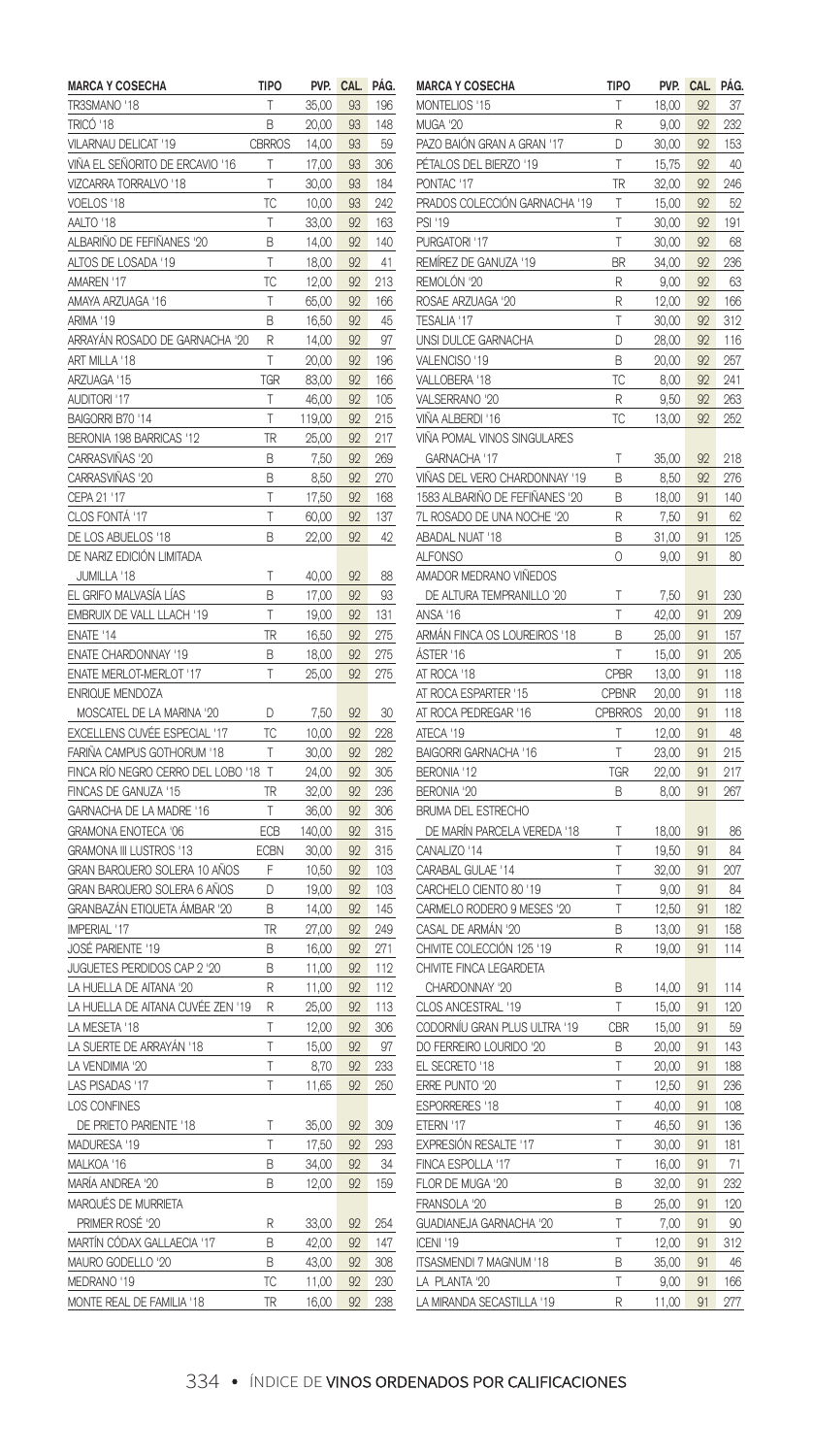| MARCA Y COSECHA | TIPO | PVP. | CAL. | PÁG. |
|---|---|---|---|---|
| TR3SMANO '18 | T | 35,00 | 93 | 196 |
| TRICÓ '18 | B | 20,00 | 93 | 148 |
| VILARNAU DELICAT '19 | CBRROS | 14,00 | 93 | 59 |
| VIÑA EL SEÑORITO DE ERCAVIO '16 | T | 17,00 | 93 | 306 |
| VIZCARRA TORRALVO '18 | T | 30,00 | 93 | 184 |
| VOELOS '18 | TC | 10,00 | 93 | 242 |
| AALTO '18 | T | 33,00 | 92 | 163 |
| ALBARIÑO DE FEFIÑANES '20 | B | 14,00 | 92 | 140 |
| ALTOS DE LOSADA '19 | T | 18,00 | 92 | 41 |
| AMAREN '17 | TC | 12,00 | 92 | 213 |
| AMAYA ARZUAGA '16 | T | 65,00 | 92 | 166 |
| ARIMA '19 | B | 16,50 | 92 | 45 |
| ARRAYÁN ROSADO DE GARNACHA '20 | R | 14,00 | 92 | 97 |
| ART MILLA '18 | T | 20,00 | 92 | 196 |
| ARZUAGA '15 | TGR | 83,00 | 92 | 166 |
| AUDITORI '17 | T | 46,00 | 92 | 105 |
| BAIGORRI B70 '14 | T | 119,00 | 92 | 215 |
| BERONIA 198 BARRICAS '12 | TR | 25,00 | 92 | 217 |
| CARRASVIÑAS '20 | B | 7,50 | 92 | 269 |
| CARRASVIÑAS '20 | B | 8,50 | 92 | 270 |
| CEPA 21 '17 | T | 17,50 | 92 | 168 |
| CLOS FONTÁ '17 | T | 60,00 | 92 | 137 |
| DE LOS ABUELOS '18 | B | 22,00 | 92 | 42 |
| DE NARIZ EDICIÓN LIMITADA JUMILLA '18 | T | 40,00 | 92 | 88 |
| EL GRIFO MALVASÍA LÍAS | B | 17,00 | 92 | 93 |
| EMBRUIX DE VALL LLACH '19 | T | 19,00 | 92 | 131 |
| ENATE '14 | TR | 16,50 | 92 | 275 |
| ENATE CHARDONNAY '19 | B | 18,00 | 92 | 275 |
| ENATE MERLOT-MERLOT '17 | T | 25,00 | 92 | 275 |
| ENRIQUE MENDOZA MOSCATEL DE LA MARINA '20 | D | 7,50 | 92 | 30 |
| EXCELLENS CUVÉE ESPECIAL '17 | TC | 10,00 | 92 | 228 |
| FARIÑA CAMPUS GOTHORUM '18 | T | 30,00 | 92 | 282 |
| FINCA RÍO NEGRO CERRO DEL LOBO '18 | T | 24,00 | 92 | 305 |
| FINCAS DE GANUZA '15 | TR | 32,00 | 92 | 236 |
| GARNACHA DE LA MADRE '16 | T | 36,00 | 92 | 306 |
| GRAMONA ENOTECA '06 | ECB | 140,00 | 92 | 315 |
| GRAMONA III LUSTROS '13 | ECBN | 30,00 | 92 | 315 |
| GRAN BARQUERO SOLERA 10 AÑOS | F | 10,50 | 92 | 103 |
| GRAN BARQUERO SOLERA 6 AÑOS | D | 19,00 | 92 | 103 |
| GRANBAZÁN ETIQUETA ÁMBAR '20 | B | 14,00 | 92 | 145 |
| IMPERIAL '17 | TR | 27,00 | 92 | 249 |
| JOSÉ PARIENTE '19 | B | 16,00 | 92 | 271 |
| JUGUETES PERDIDOS CAP 2 '20 | B | 11,00 | 92 | 112 |
| LA HUELLA DE AITANA '20 | R | 11,00 | 92 | 112 |
| LA HUELLA DE AITANA CUVÉE ZEN '19 | R | 25,00 | 92 | 113 |
| LA MESETA '18 | T | 12,00 | 92 | 306 |
| LA SUERTE DE ARRAYÁN '18 | T | 15,00 | 92 | 97 |
| LA VENDIMIA '20 | T | 8,70 | 92 | 233 |
| LAS PISADAS '17 | T | 11,65 | 92 | 250 |
| LOS CONFINES DE PRIETO PARIENTE '18 | T | 35,00 | 92 | 309 |
| MADURESA '19 | T | 17,50 | 92 | 293 |
| MALKOA '16 | B | 34,00 | 92 | 34 |
| MARÍA ANDREA '20 | B | 12,00 | 92 | 159 |
| MARQUÉS DE MURRIETA PRIMER ROSÉ '20 | R | 33,00 | 92 | 254 |
| MARTÍN CÓDAX GALLAECIA '17 | B | 42,00 | 92 | 147 |
| MAURO GODELLO '20 | B | 43,00 | 92 | 308 |
| MEDRANO '19 | TC | 11,00 | 92 | 230 |
| MONTE REAL DE FAMILIA '18 | TR | 16,00 | 92 | 238 |
| MONTELIOS '15 | T | 18,00 | 92 | 37 |
| MUGA '20 | R | 9,00 | 92 | 232 |
| PAZO BAIÓN GRAN A GRAN '17 | D | 30,00 | 92 | 153 |
| PÉTALOS DEL BIERZO '19 | T | 15,75 | 92 | 40 |
| PONTAC '17 | TR | 32,00 | 92 | 246 |
| PRADOS COLECCIÓN GARNACHA '19 | T | 15,00 | 92 | 52 |
| PSI '19 | T | 30,00 | 92 | 191 |
| PURGATORI '17 | T | 30,00 | 92 | 68 |
| REMÍREZ DE GANUZA '19 | BR | 34,00 | 92 | 236 |
| REMOLÓN '20 | R | 9,00 | 92 | 63 |
| ROSAE ARZUAGA '20 | R | 12,00 | 92 | 166 |
| TESALIA '17 | T | 30,00 | 92 | 312 |
| UNSI DULCE GARNACHA | D | 28,00 | 92 | 116 |
| VALENCISO '19 | B | 20,00 | 92 | 257 |
| VALLOBERA '18 | TC | 8,00 | 92 | 241 |
| VALSERRANO '20 | R | 9,50 | 92 | 263 |
| VIÑA ALBERDI '16 | TC | 13,00 | 92 | 252 |
| VIÑA POMAL VINOS SINGULARES GARNACHA '17 | T | 35,00 | 92 | 218 |
| VIÑAS DEL VERO CHARDONNAY '19 | B | 8,50 | 92 | 276 |
| 1583 ALBARIÑO DE FEFIÑANES '20 | B | 18,00 | 91 | 140 |
| 7L ROSADO DE UNA NOCHE '20 | R | 7,50 | 91 | 62 |
| ABADAL NUAT '18 | B | 31,00 | 91 | 125 |
| ALFONSO | O | 9,00 | 91 | 80 |
| AMADOR MEDRANO VIÑEDOS DE ALTURA TEMPRANILLO '20 | T | 7,50 | 91 | 230 |
| ANSA '16 | T | 42,00 | 91 | 209 |
| ARMÁN FINCA OS LOUREIROS '18 | B | 25,00 | 91 | 157 |
| ÁSTER '16 | T | 15,00 | 91 | 205 |
| AT ROCA '18 | CPBR | 13,00 | 91 | 118 |
| AT ROCA ESPARTER '15 | CPBNR | 20,00 | 91 | 118 |
| AT ROCA PEDREGAR '16 | CPBRROS | 20,00 | 91 | 118 |
| ATECA '19 | T | 12,00 | 91 | 48 |
| BAIGORRI GARNACHA '16 | T | 23,00 | 91 | 215 |
| BERONIA '12 | TGR | 22,00 | 91 | 217 |
| BERONIA '20 | B | 8,00 | 91 | 267 |
| BRUMA DEL ESTRECHO DE MARÍN PARCELA VEREDA '18 | T | 18,00 | 91 | 86 |
| CANALIZO '14 | T | 19,50 | 91 | 84 |
| CARABAL GULAE '14 | T | 32,00 | 91 | 207 |
| CARCHELO CIENTO 80 '19 | T | 9,00 | 91 | 84 |
| CARMELO RODERO 9 MESES '20 | T | 12,50 | 91 | 182 |
| CASAL DE ARMÁN '20 | B | 13,00 | 91 | 158 |
| CHIVITE COLECCIÓN 125 '19 | R | 19,00 | 91 | 114 |
| CHIVITE FINCA LEGARDETA CHARDONNAY '20 | B | 14,00 | 91 | 114 |
| CLOS ANCESTRAL '19 | T | 15,00 | 91 | 120 |
| CODORNÍU GRAN PLUS ULTRA '19 | CBR | 15,00 | 91 | 59 |
| DO FERREIRO LOURIDO '20 | B | 20,00 | 91 | 143 |
| EL SECRETO '18 | T | 20,00 | 91 | 188 |
| ERRE PUNTO '20 | T | 12,50 | 91 | 236 |
| ESPORRERES '18 | T | 40,00 | 91 | 108 |
| ETERN '17 | T | 46,50 | 91 | 136 |
| EXPRESIÓN RESALTE '17 | T | 30,00 | 91 | 181 |
| FINCA ESPOLLA '17 | T | 16,00 | 91 | 71 |
| FLOR DE MUGA '20 | B | 32,00 | 91 | 232 |
| FRANSOLA '20 | B | 25,00 | 91 | 120 |
| GUADIANEJA GARNACHA '20 | T | 7,00 | 91 | 90 |
| ICENI '19 | T | 12,00 | 91 | 312 |
| ITSASMENDI 7 MAGNUM '18 | B | 35,00 | 91 | 46 |
| LA PLANTA '20 | T | 9,00 | 91 | 166 |
| LA MIRANDA SECASTILLA '19 | R | 11,00 | 91 | 277 |

334 • ÍNDICE DE VINOS ORDENADOS POR CALIFICACIONES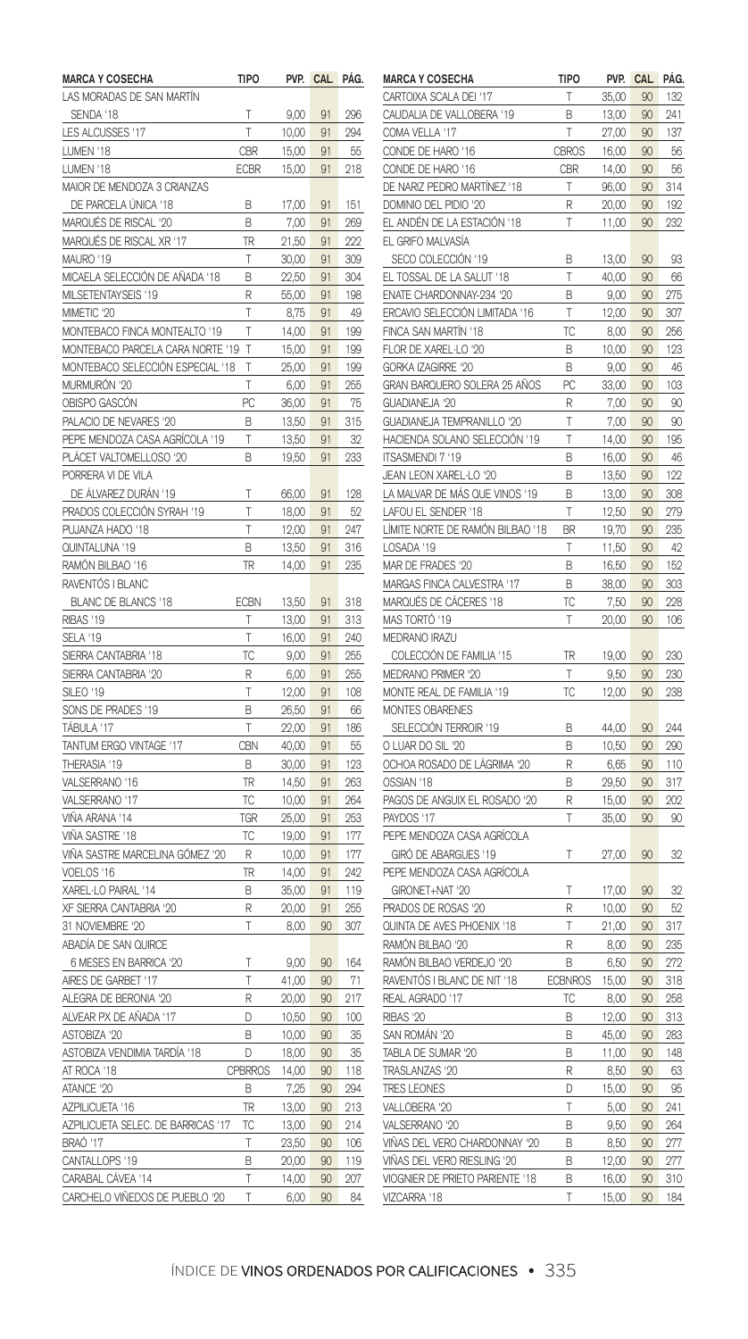| MARCA Y COSECHA | TIPO | PVP. | CAL. | PÁG. |
|---|---|---|---|---|
| LAS MORADAS DE SAN MARTÍN | | | | |
| SENDA '18 | T | 9,00 | 91 | 296 |
| LES ALCUSSES '17 | T | 10,00 | 91 | 294 |
| LUMEN '18 | CBR | 15,00 | 91 | 55 |
| LUMEN '18 | ECBR | 15,00 | 91 | 218 |
| MAIOR DE MENDOZA 3 CRIANZAS | | | | |
| DE PARCELA ÚNICA '18 | B | 17,00 | 91 | 151 |
| MARQUÉS DE RISCAL '20 | B | 7,00 | 91 | 269 |
| MARQUÉS DE RISCAL XR '17 | TR | 21,50 | 91 | 222 |
| MAURO '19 | T | 30,00 | 91 | 309 |
| MICAELA SELECCIÓN DE AÑADA '18 | B | 22,50 | 91 | 304 |
| MILSETENTAYSEIS '19 | R | 55,00 | 91 | 198 |
| MIMETIC '20 | T | 8,75 | 91 | 49 |
| MONTEBACO FINCA MONTEALTO '19 | T | 14,00 | 91 | 199 |
| MONTEBACO PARCELA CARA NORTE '19 | T | 15,00 | 91 | 199 |
| MONTEBACO SELECCIÓN ESPECIAL '18 | T | 25,00 | 91 | 199 |
| MURMURÓN '20 | T | 6,00 | 91 | 255 |
| OBISPO GASCÓN | PC | 36,00 | 91 | 75 |
| PALACIO DE NEVARES '20 | B | 13,50 | 91 | 315 |
| PEPE MENDOZA CASA AGRÍCOLA '19 | T | 13,50 | 91 | 32 |
| PLÁCET VALTOMELLOSO '20 | B | 19,50 | 91 | 233 |
| PORRERA VI DE VILA | | | | |
| DE ÁLVAREZ DURÁN '19 | T | 66,00 | 91 | 128 |
| PRADOS COLECCIÓN SYRAH '19 | T | 18,00 | 91 | 52 |
| PUJANZA HADO '18 | T | 12,00 | 91 | 247 |
| QUINTALUNA '19 | B | 13,50 | 91 | 316 |
| RAMÓN BILBAO '16 | TR | 14,00 | 91 | 235 |
| RAVENTÓS I BLANC | | | | |
| BLANC DE BLANCS '18 | ECBN | 13,50 | 91 | 318 |
| RIBAS '19 | T | 13,00 | 91 | 313 |
| SELA '19 | T | 16,00 | 91 | 240 |
| SIERRA CANTABRIA '18 | TC | 9,00 | 91 | 255 |
| SIERRA CANTABRIA '20 | R | 6,00 | 91 | 255 |
| SILEO '19 | T | 12,00 | 91 | 108 |
| SONS DE PRADES '19 | B | 26,50 | 91 | 66 |
| TÁBULA '17 | T | 22,00 | 91 | 186 |
| TANTUM ERGO VINTAGE '17 | CBN | 40,00 | 91 | 55 |
| THERASIA '19 | B | 30,00 | 91 | 123 |
| VALSERRANO '16 | TR | 14,50 | 91 | 263 |
| VALSERRANO '17 | TC | 10,00 | 91 | 264 |
| VIÑA ARANA '14 | TGR | 25,00 | 91 | 253 |
| VIÑA SASTRE '18 | TC | 19,00 | 91 | 177 |
| VIÑA SASTRE MARCELINA GÓMEZ '20 | R | 10,00 | 91 | 177 |
| VOELOS '16 | TR | 14,00 | 91 | 242 |
| XAREL·LO PAIRAL '14 | B | 35,00 | 91 | 119 |
| XF SIERRA CANTABRIA '20 | R | 20,00 | 91 | 255 |
| 31 NOVIEMBRE '20 | T | 8,00 | 90 | 307 |
| ABADÍA DE SAN QUIRCE | | | | |
| 6 MESES EN BARRICA '20 | T | 9,00 | 90 | 164 |
| AIRES DE GARBET '17 | T | 41,00 | 90 | 71 |
| ALEGRA DE BERONIA '20 | R | 20,00 | 90 | 217 |
| ALVEAR PX DE AÑADA '17 | D | 10,50 | 90 | 100 |
| ASTOBIZA '20 | B | 10,00 | 90 | 35 |
| ASTOBIZA VENDIMIA TARDÍA '18 | D | 18,00 | 90 | 35 |
| AT ROCA '18 | CPBRROS | 14,00 | 90 | 118 |
| ATANCE '20 | B | 7,25 | 90 | 294 |
| AZPILICUETA '16 | TR | 13,00 | 90 | 213 |
| AZPILICUETA SELEC. DE BARRICAS '17 | TC | 13,00 | 90 | 214 |
| BRAÓ '17 | T | 23,50 | 90 | 106 |
| CANTALLOPS '19 | B | 20,00 | 90 | 119 |
| CARABAL CÁVEA '14 | T | 14,00 | 90 | 207 |
| CARCHELO VIÑEDOS DE PUEBLO '20 | T | 6,00 | 90 | 84 |
| CARTOIXA SCALA DEI '17 | T | 35,00 | 90 | 132 |
| CAUDALIA DE VALLOBERA '19 | B | 13,00 | 90 | 241 |
| COMA VELLA '17 | T | 27,00 | 90 | 137 |
| CONDE DE HARO '16 | CBROS | 16,00 | 90 | 56 |
| CONDE DE HARO '16 | CBR | 14,00 | 90 | 56 |
| DE NARIZ PEDRO MARTÍNEZ '18 | T | 96,00 | 90 | 314 |
| DOMINIO DEL PIDIO '20 | R | 20,00 | 90 | 192 |
| EL ANDÉN DE LA ESTACIÓN '18 | T | 11,00 | 90 | 232 |
| EL GRIFO MALVASÍA | | | | |
| SECO COLECCIÓN '19 | B | 13,00 | 90 | 93 |
| EL TOSSAL DE LA SALUT '18 | T | 40,00 | 90 | 66 |
| ENATE CHARDONNAY-234 '20 | B | 9,00 | 90 | 275 |
| ERCAVIO SELECCIÓN LIMITADA '16 | T | 12,00 | 90 | 307 |
| FINCA SAN MARTÍN '18 | TC | 8,00 | 90 | 256 |
| FLOR DE XAREL·LO '20 | B | 10,00 | 90 | 123 |
| GORKA IZAGIRRE '20 | B | 9,00 | 90 | 46 |
| GRAN BARQUERO SOLERA 25 AÑOS | PC | 33,00 | 90 | 103 |
| GUADIANEJA '20 | R | 7,00 | 90 | 90 |
| GUADIANEJA TEMPRANILLO '20 | T | 7,00 | 90 | 90 |
| HACIENDA SOLANO SELECCIÓN '19 | T | 14,00 | 90 | 195 |
| ITSASMENDI 7 '19 | B | 16,00 | 90 | 46 |
| JEAN LEON XAREL·LO '20 | B | 13,50 | 90 | 122 |
| LA MALVAR DE MÁS QUE VINOS '19 | B | 13,00 | 90 | 308 |
| LAFOU EL SENDER '18 | T | 12,50 | 90 | 279 |
| LÍMITE NORTE DE RAMÓN BILBAO '18 | BR | 19,70 | 90 | 235 |
| LOSADA '19 | T | 11,50 | 90 | 42 |
| MAR DE FRADES '20 | B | 16,50 | 90 | 152 |
| MARGAS FINCA CALVESTRA '17 | B | 38,00 | 90 | 303 |
| MARQUÉS DE CÁCERES '18 | TC | 7,50 | 90 | 228 |
| MAS TORTÓ '19 | T | 20,00 | 90 | 106 |
| MEDRANO IRAZU | | | | |
| COLECCIÓN DE FAMILIA '15 | TR | 19,00 | 90 | 230 |
| MEDRANO PRIMER '20 | T | 9,50 | 90 | 230 |
| MONTE REAL DE FAMILIA '19 | TC | 12,00 | 90 | 238 |
| MONTES OBARENES | | | | |
| SELECCIÓN TERROIR '19 | B | 44,00 | 90 | 244 |
| O LUAR DO SIL '20 | B | 10,50 | 90 | 290 |
| OCHOA ROSADO DE LÁGRIMA '20 | R | 6,65 | 90 | 110 |
| OSSIAN '18 | B | 29,50 | 90 | 317 |
| PAGOS DE ANGUIX EL ROSADO '20 | R | 15,00 | 90 | 202 |
| PAYDOS '17 | T | 35,00 | 90 | 90 |
| PEPE MENDOZA CASA AGRÍCOLA | | | | |
| GIRÓ DE ABARGUES '19 | T | 27,00 | 90 | 32 |
| PEPE MENDOZA CASA AGRÍCOLA | | | | |
| GIRONET+NAT '20 | T | 17,00 | 90 | 32 |
| PRADOS DE ROSAS '20 | R | 10,00 | 90 | 52 |
| QUINTA DE AVES PHOENIX '18 | T | 21,00 | 90 | 317 |
| RAMÓN BILBAO '20 | R | 8,00 | 90 | 235 |
| RAMÓN BILBAO VERDEJO '20 | B | 6,50 | 90 | 272 |
| RAVENTÓS I BLANC DE NIT '18 | ECBNROS | 15,00 | 90 | 318 |
| REAL AGRADO '17 | TC | 8,00 | 90 | 258 |
| RIBAS '20 | B | 12,00 | 90 | 313 |
| SAN ROMÁN '20 | B | 45,00 | 90 | 283 |
| TABLA DE SUMAR '20 | B | 11,00 | 90 | 148 |
| TRASLANZAS '20 | R | 8,50 | 90 | 63 |
| TRES LEONES | D | 15,00 | 90 | 95 |
| VALLOBERA '20 | T | 5,00 | 90 | 241 |
| VALSERRANO '20 | B | 9,50 | 90 | 264 |
| VIÑAS DEL VERO CHARDONNAY '20 | B | 8,50 | 90 | 277 |
| VIÑAS DEL VERO RIESLING '20 | B | 12,00 | 90 | 277 |
| VIOGNIER DE PRIETO PARIENTE '18 | B | 16,00 | 90 | 310 |
| VIZCARRA '18 | T | 15,00 | 90 | 184 |